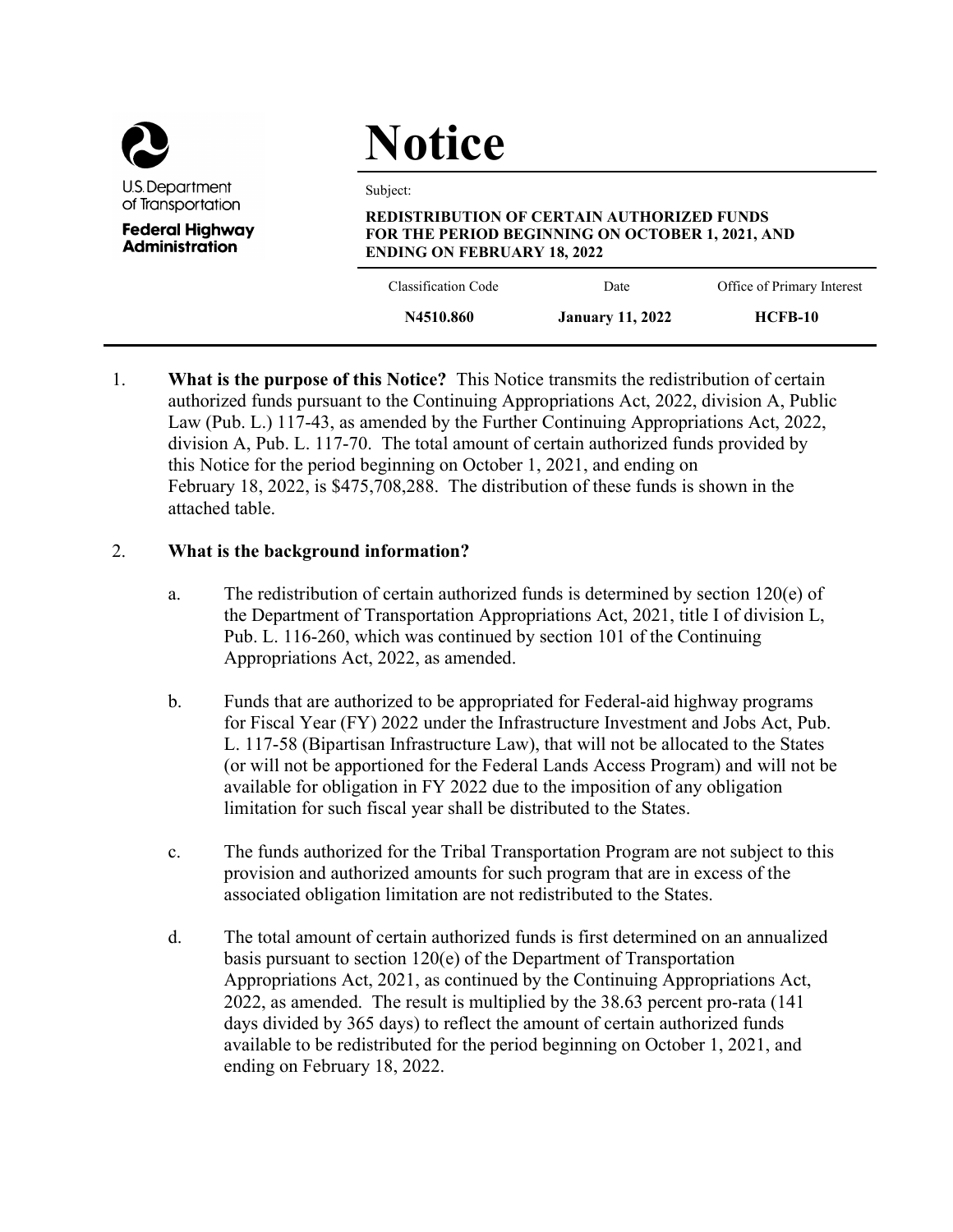U.S. Department of Transportation

**Federal Highway Administration**

# Notice

Subject:

**REDISTRIBUTION OF CERTAIN AUTHORIZED FUNDS FOR THE PERIOD BEGINNING ON OCTOBER 1, 2021, AND ENDING ON FEBRUARY 18, 2022**

| Classification Code | Date | Office of Primary Interest |
|---|---|---|
| **N4510.860** | **January 11, 2022** | **HCFB-10** |

1. **What is the purpose of this Notice?** This Notice transmits the redistribution of certain authorized funds pursuant to the Continuing Appropriations Act, 2022, division A, Public Law (Pub. L.) 117-43, as amended by the Further Continuing Appropriations Act, 2022, division A, Pub. L. 117-70. The total amount of certain authorized funds provided by this Notice for the period beginning on October 1, 2021, and ending on February 18, 2022, is $475,708,288. The distribution of these funds is shown in the attached table.

2. **What is the background information?**

   a. The redistribution of certain authorized funds is determined by section 120(e) of the Department of Transportation Appropriations Act, 2021, title I of division L, Pub. L. 116-260, which was continued by section 101 of the Continuing Appropriations Act, 2022, as amended.

   b. Funds that are authorized to be appropriated for Federal-aid highway programs for Fiscal Year (FY) 2022 under the Infrastructure Investment and Jobs Act, Pub. L. 117-58 (Bipartisan Infrastructure Law), that will not be allocated to the States (or will not be apportioned for the Federal Lands Access Program) and will not be available for obligation in FY 2022 due to the imposition of any obligation limitation for such fiscal year shall be distributed to the States.

   c. The funds authorized for the Tribal Transportation Program are not subject to this provision and authorized amounts for such program that are in excess of the associated obligation limitation are not redistributed to the States.

   d. The total amount of certain authorized funds is first determined on an annualized basis pursuant to section 120(e) of the Department of Transportation Appropriations Act, 2021, as continued by the Continuing Appropriations Act, 2022, as amended. The result is multiplied by the 38.63 percent pro-rata (141 days divided by 365 days) to reflect the amount of certain authorized funds available to be redistributed for the period beginning on October 1, 2021, and ending on February 18, 2022.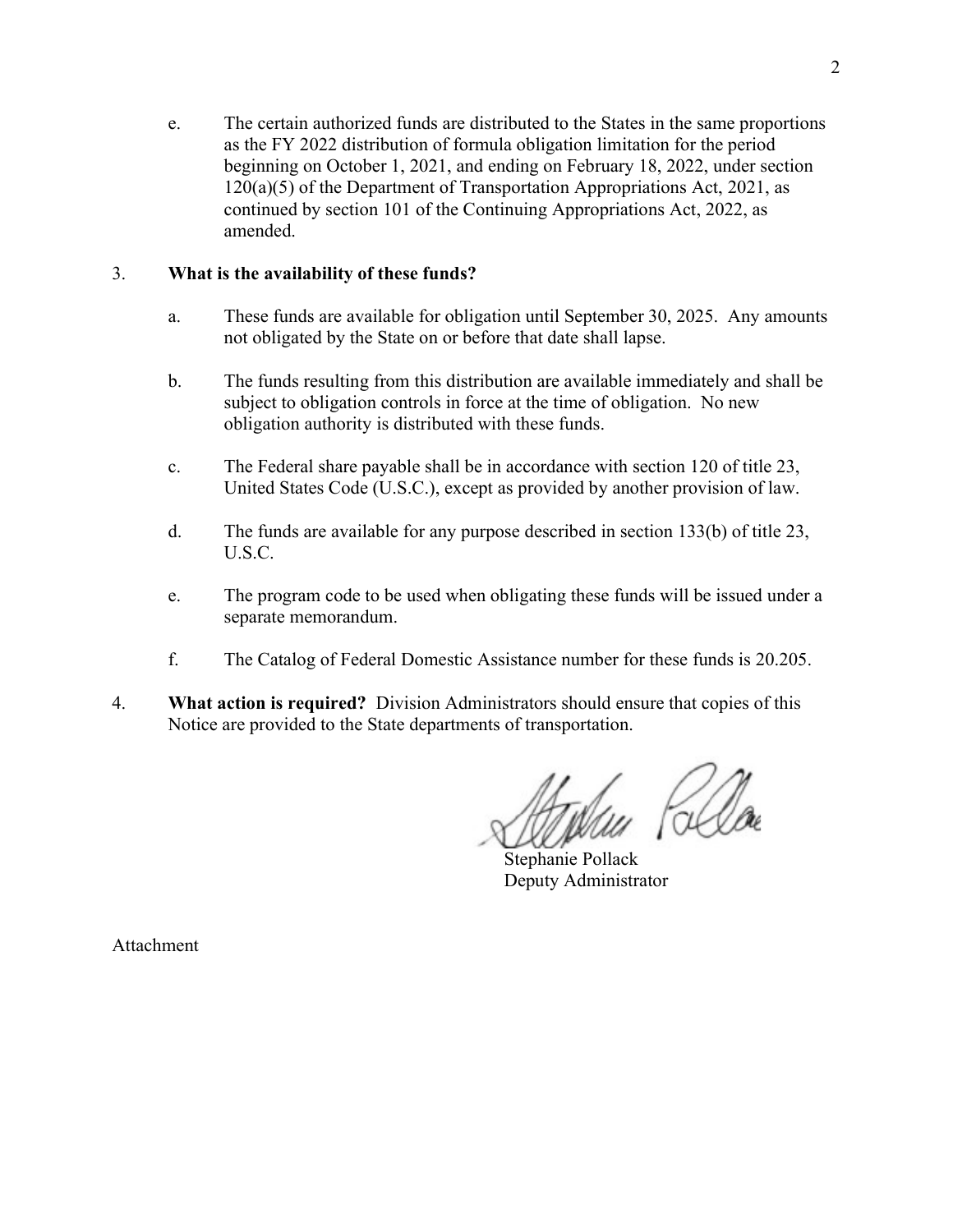e. The certain authorized funds are distributed to the States in the same proportions as the FY 2022 distribution of formula obligation limitation for the period beginning on October 1, 2021, and ending on February 18, 2022, under section 120(a)(5) of the Department of Transportation Appropriations Act, 2021, as continued by section 101 of the Continuing Appropriations Act, 2022, as amended.

3. **What is the availability of these funds?**

   a. These funds are available for obligation until September 30, 2025. Any amounts not obligated by the State on or before that date shall lapse.

   b. The funds resulting from this distribution are available immediately and shall be subject to obligation controls in force at the time of obligation. No new obligation authority is distributed with these funds.

   c. The Federal share payable shall be in accordance with section 120 of title 23, United States Code (U.S.C.), except as provided by another provision of law.

   d. The funds are available for any purpose described in section 133(b) of title 23, U.S.C.

   e. The program code to be used when obligating these funds will be issued under a separate memorandum.

   f. The Catalog of Federal Domestic Assistance number for these funds is 20.205.

4. **What action is required?** Division Administrators should ensure that copies of this Notice are provided to the State departments of transportation.

Stephanie Pollack
Deputy Administrator

Attachment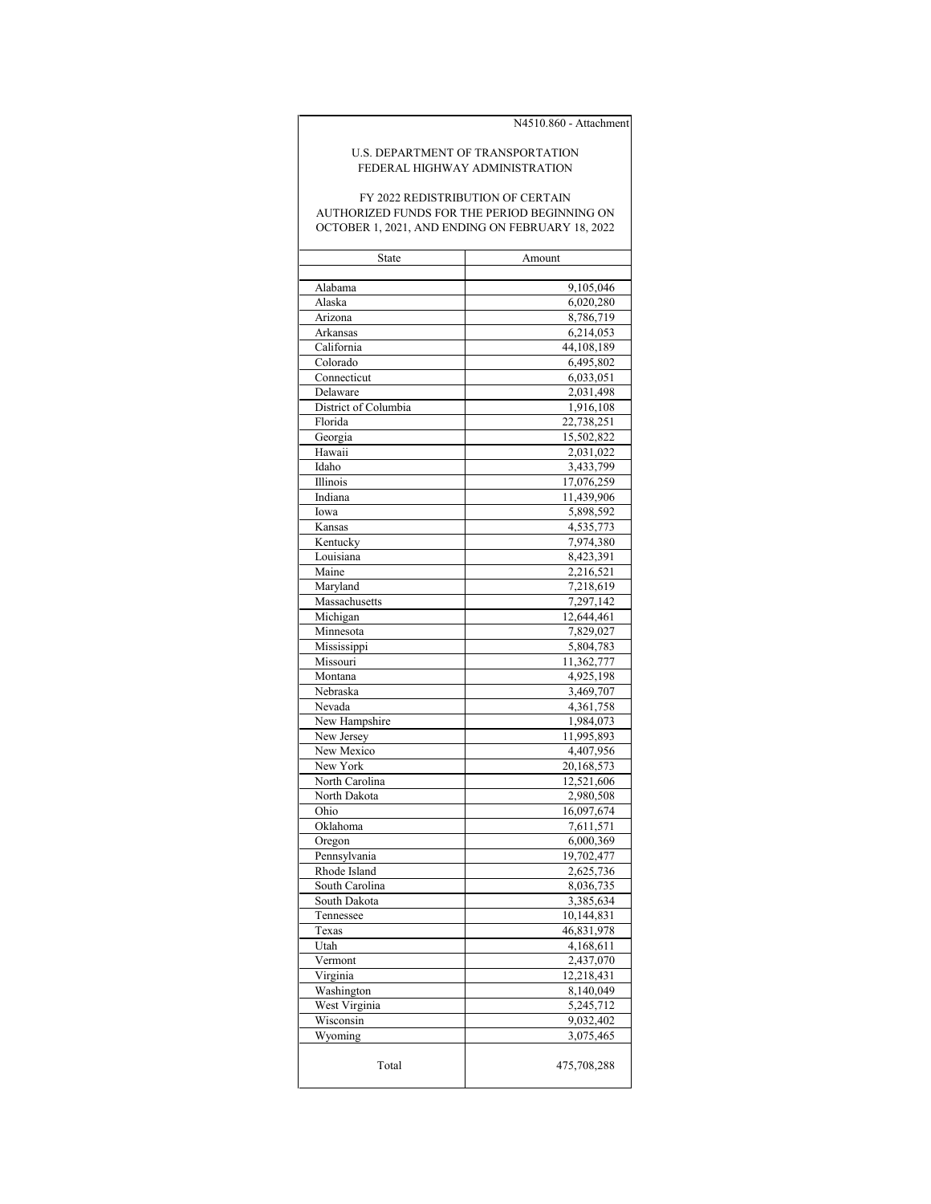N4510.860 - Attachment

U.S. DEPARTMENT OF TRANSPORTATION
FEDERAL HIGHWAY ADMINISTRATION

FY 2022 REDISTRIBUTION OF CERTAIN AUTHORIZED FUNDS FOR THE PERIOD BEGINNING ON OCTOBER 1, 2021, AND ENDING ON FEBRUARY 18, 2022

| State | Amount |
|---|---|
| Alabama | 9,105,046 |
| Alaska | 6,020,280 |
| Arizona | 8,786,719 |
| Arkansas | 6,214,053 |
| California | 44,108,189 |
| Colorado | 6,495,802 |
| Connecticut | 6,033,051 |
| Delaware | 2,031,498 |
| District of Columbia | 1,916,108 |
| Florida | 22,738,251 |
| Georgia | 15,502,822 |
| Hawaii | 2,031,022 |
| Idaho | 3,433,799 |
| Illinois | 17,076,259 |
| Indiana | 11,439,906 |
| Iowa | 5,898,592 |
| Kansas | 4,535,773 |
| Kentucky | 7,974,380 |
| Louisiana | 8,423,391 |
| Maine | 2,216,521 |
| Maryland | 7,218,619 |
| Massachusetts | 7,297,142 |
| Michigan | 12,644,461 |
| Minnesota | 7,829,027 |
| Mississippi | 5,804,783 |
| Missouri | 11,362,777 |
| Montana | 4,925,198 |
| Nebraska | 3,469,707 |
| Nevada | 4,361,758 |
| New Hampshire | 1,984,073 |
| New Jersey | 11,995,893 |
| New Mexico | 4,407,956 |
| New York | 20,168,573 |
| North Carolina | 12,521,606 |
| North Dakota | 2,980,508 |
| Ohio | 16,097,674 |
| Oklahoma | 7,611,571 |
| Oregon | 6,000,369 |
| Pennsylvania | 19,702,477 |
| Rhode Island | 2,625,736 |
| South Carolina | 8,036,735 |
| South Dakota | 3,385,634 |
| Tennessee | 10,144,831 |
| Texas | 46,831,978 |
| Utah | 4,168,611 |
| Vermont | 2,437,070 |
| Virginia | 12,218,431 |
| Washington | 8,140,049 |
| West Virginia | 5,245,712 |
| Wisconsin | 9,032,402 |
| Wyoming | 3,075,465 |
| Total | 475,708,288 |